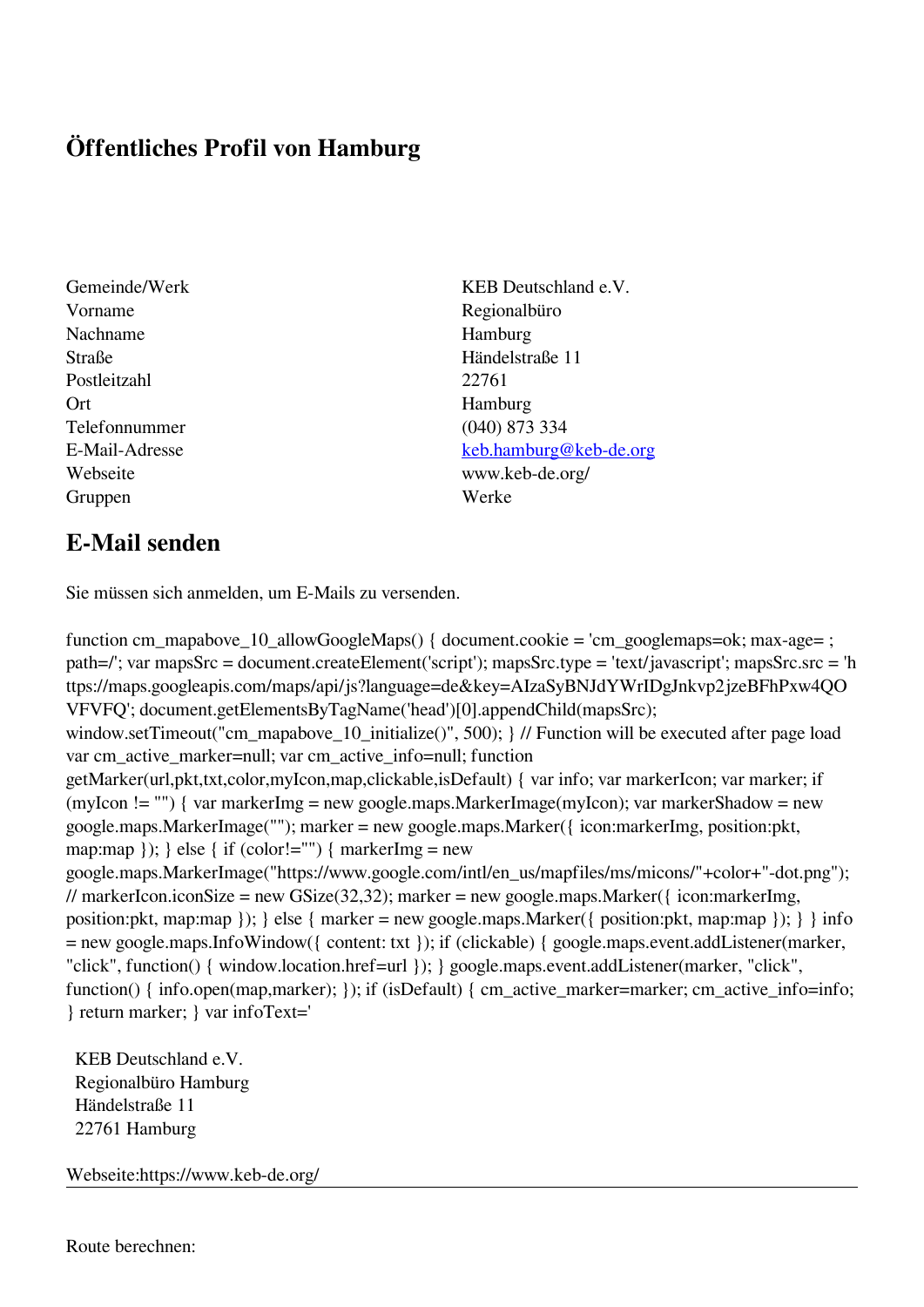# Öffentliches Profil von Hamburg

| | |
|---|---|
| Gemeinde/Werk | KEB Deutschland e.V. |
| Vorname | Regionalbüro |
| Nachname | Hamburg |
| Straße | Händelstraße 11 |
| Postleitzahl | 22761 |
| Ort | Hamburg |
| Telefonnummer | (040) 873 334 |
| E-Mail-Adresse | keb.hamburg@keb-de.org |
| Webseite | www.keb-de.org/ |
| Gruppen | Werke |

## E-Mail senden

Sie müssen sich anmelden, um E-Mails zu versenden.

function cm_mapabove_10_allowGoogleMaps() { document.cookie = 'cm_googlemaps=ok; max-age= ; path=/'; var mapsSrc = document.createElement('script'); mapsSrc.type = 'text/javascript'; mapsSrc.src = 'https://maps.googleapis.com/maps/api/js?language=de&key=AIzaSyBNJdYWrIDgJnkvp2jzeBFhPxw4QOVFVFQ'; document.getElementsByTagName('head')[0].appendChild(mapsSrc); window.setTimeout("cm_mapabove_10_initialize()", 500); } // Function will be executed after page load var cm_active_marker=null; var cm_active_info=null; function getMarker(url,pkt,txt,color,myIcon,map,clickable,isDefault) { var info; var markerIcon; var marker; if (myIcon != "") { var markerImg = new google.maps.MarkerImage(myIcon); var markerShadow = new google.maps.MarkerImage(""); marker = new google.maps.Marker({ icon:markerImg, position:pkt, map:map }); } else { if (color!="") { markerImg = new google.maps.MarkerImage("https://www.google.com/intl/en_us/mapfiles/ms/micons/"+color+"-dot.png"); // markerIcon.iconSize = new GSize(32,32); marker = new google.maps.Marker({ icon:markerImg, position:pkt, map:map }); } else { marker = new google.maps.Marker({ position:pkt, map:map }); } } info = new google.maps.InfoWindow({ content: txt }); if (clickable) { google.maps.event.addListener(marker, "click", function() { window.location.href=url }); } google.maps.event.addListener(marker, "click", function() { info.open(map,marker); }); if (isDefault) { cm_active_marker=marker; cm_active_info=info; } return marker; } var infoText='

KEB Deutschland e.V.  
Regionalbüro Hamburg  
Händelstraße 11  
22761 Hamburg

Webseite:https://www.keb-de.org/

---

Route berechnen: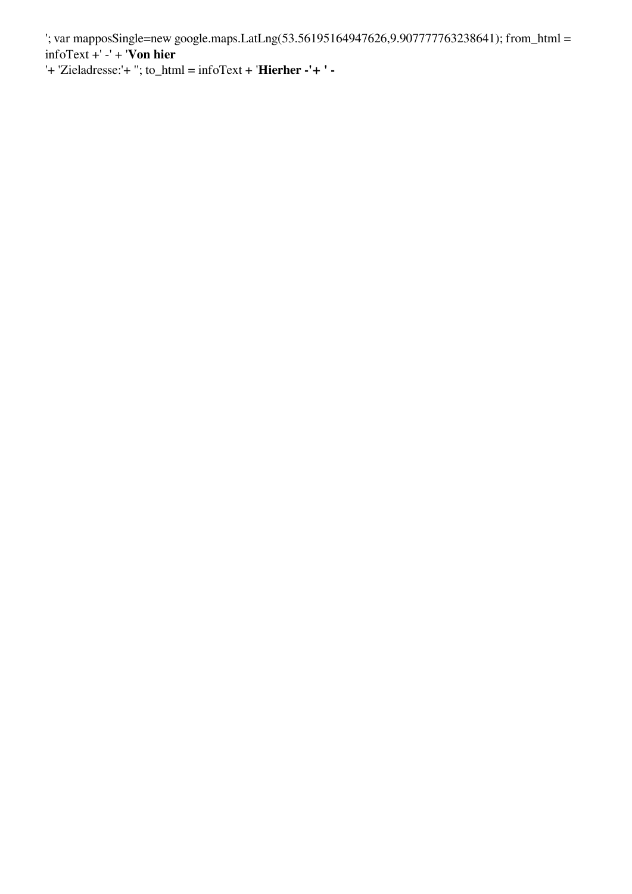'; var mapposSingle=new google.maps.LatLng(53.56195164947626,9.907777763238641); from_html = infoText +' -' + '**Von hier**

'+ 'Zieladresse:'+ ''; to_html = infoText + '**Hierher -'+ ' -**